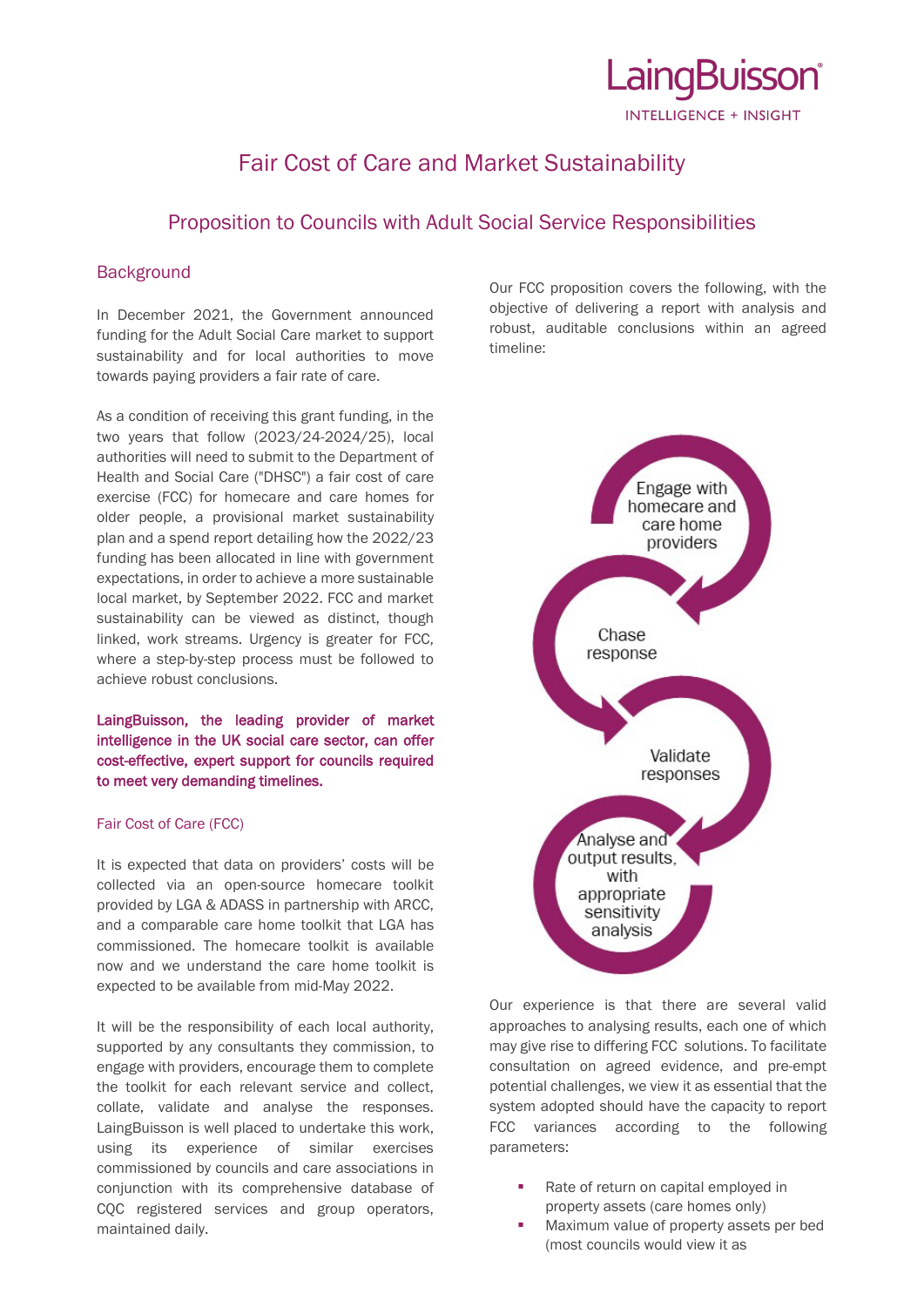# Fair Cost of Care and Market Sustainability

## Proposition to Councils with Adult Social Service Responsibilities

### Background

In December 2021, the Government announced funding for the Adult Social Care market to support sustainability and for local authorities to move towards paying providers a fair rate of care.

As a condition of receiving this grant funding, in the two years that follow (2023/24-2024/25), local authorities will need to submit to the Department of Health and Social Care ("DHSC") a fair cost of care exercise (FCC) for homecare and care homes for older people, a provisional market sustainability plan and a spend report detailing how the 2022/23 funding has been allocated in line with government expectations, in order to achieve a more sustainable local market, by September 2022. FCC and market sustainability can be viewed as distinct, though linked, work streams. Urgency is greater for FCC, where a step-by-step process must be followed to achieve robust conclusions.

**LaingBuisson, the leading provider of market intelligence in the UK social care sector, can offer cost-effective, expert support for councils required to meet very demanding timelines.**

#### Fair Cost of Care (FCC)

It is expected that data on providers' costs will be collected via an open-source homecare toolkit provided by LGA & ADASS in partnership with ARCC, and a comparable care home toolkit that LGA has commissioned. The homecare toolkit is available now and we understand the care home toolkit is expected to be available from mid-May 2022.

It will be the responsibility of each local authority, supported by any consultants they commission, to engage with providers, encourage them to complete the toolkit for each relevant service and collect, collate, validate and analyse the responses. LaingBuisson is well placed to undertake this work, using its experience of similar exercises commissioned by councils and care associations in conjunction with its comprehensive database of CQC registered services and group operators, maintained daily.

Our FCC proposition covers the following, with the objective of delivering a report with analysis and robust, auditable conclusions within an agreed timeline:

- Engage with homecare and care home providers
- Chase response
- Validate responses
- Analyse and output results, with appropriate sensitivity analysis

Our experience is that there are several valid approaches to analysing results, each one of which may give rise to differing FCC solutions. To facilitate consultation on agreed evidence, and pre-empt potential challenges, we view it as essential that the system adopted should have the capacity to report FCC variances according to the following parameters:

- Rate of return on capital employed in property assets (care homes only)
- Maximum value of property assets per bed (most councils would view it as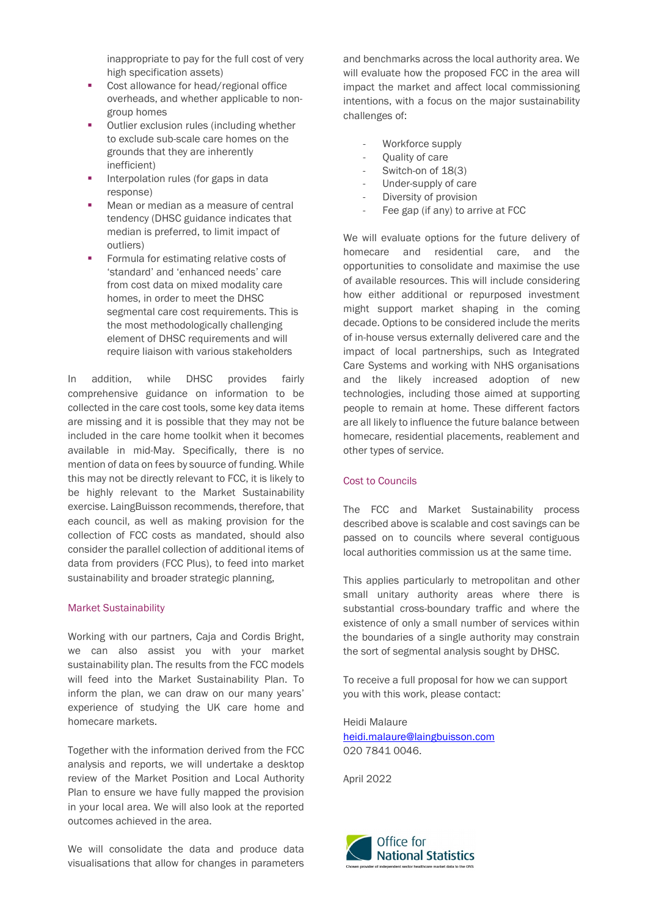inappropriate to pay for the full cost of very high specification assets)

- Cost allowance for head/regional office overheads, and whether applicable to non-group homes
- Outlier exclusion rules (including whether to exclude sub-scale care homes on the grounds that they are inherently inefficient)
- Interpolation rules (for gaps in data response)
- Mean or median as a measure of central tendency (DHSC guidance indicates that median is preferred, to limit impact of outliers)
- Formula for estimating relative costs of 'standard' and 'enhanced needs' care from cost data on mixed modality care homes, in order to meet the DHSC segmental care cost requirements. This is the most methodologically challenging element of DHSC requirements and will require liaison with various stakeholders

In addition, while DHSC provides fairly comprehensive guidance on information to be collected in the care cost tools, some key data items are missing and it is possible that they may not be included in the care home toolkit when it becomes available in mid-May. Specifically, there is no mention of data on fees by souurce of funding. While this may not be directly relevant to FCC, it is likely to be highly relevant to the Market Sustainability exercise. LaingBuisson recommends, therefore, that each council, as well as making provision for the collection of FCC costs as mandated, should also consider the parallel collection of additional items of data from providers (FCC Plus), to feed into market sustainability and broader strategic planning,

## Market Sustainability

Working with our partners, Caja and Cordis Bright, we can also assist you with your market sustainability plan. The results from the FCC models will feed into the Market Sustainability Plan. To inform the plan, we can draw on our many years' experience of studying the UK care home and homecare markets.

Together with the information derived from the FCC analysis and reports, we will undertake a desktop review of the Market Position and Local Authority Plan to ensure we have fully mapped the provision in your local area. We will also look at the reported outcomes achieved in the area.

We will consolidate the data and produce data visualisations that allow for changes in parameters and benchmarks across the local authority area. We will evaluate how the proposed FCC in the area will impact the market and affect local commissioning intentions, with a focus on the major sustainability challenges of:

- Workforce supply
- Quality of care
- Switch-on of 18(3)
- Under-supply of care
- Diversity of provision
- Fee gap (if any) to arrive at FCC

We will evaluate options for the future delivery of homecare and residential care, and the opportunities to consolidate and maximise the use of available resources. This will include considering how either additional or repurposed investment might support market shaping in the coming decade. Options to be considered include the merits of in-house versus externally delivered care and the impact of local partnerships, such as Integrated Care Systems and working with NHS organisations and the likely increased adoption of new technologies, including those aimed at supporting people to remain at home. These different factors are all likely to influence the future balance between homecare, residential placements, reablement and other types of service.

## Cost to Councils

The FCC and Market Sustainability process described above is scalable and cost savings can be passed on to councils where several contiguous local authorities commission us at the same time.

This applies particularly to metropolitan and other small unitary authority areas where there is substantial cross-boundary traffic and where the existence of only a small number of services within the boundaries of a single authority may constrain the sort of segmental analysis sought by DHSC.

To receive a full proposal for how we can support you with this work, please contact:

Heidi Malaure
heidi.malaure@laingbuisson.com
020 7841 0046.

April 2022

Office for National Statistics
Chosen provider of independent sector healthcare market data to the ONS